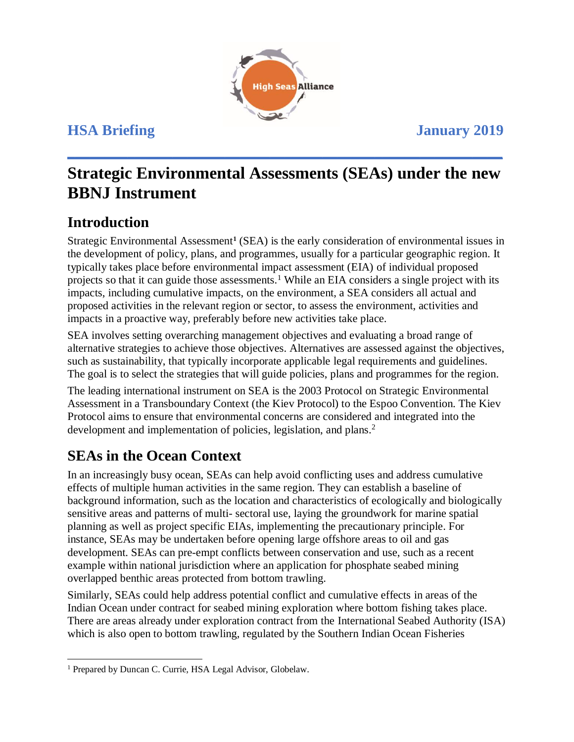**HSA Briefing** **January 2019**

# Strategic Environmental Assessments (SEAs) under the new BBNJ Instrument

## Introduction

Strategic Environmental Assessment[1] (SEA) is the early consideration of environmental issues in the development of policy, plans, and programmes, usually for a particular geographic region. It typically takes place before environmental impact assessment (EIA) of individual proposed projects so that it can guide those assessments.[1] While an EIA considers a single project with its impacts, including cumulative impacts, on the environment, a SEA considers all actual and proposed activities in the relevant region or sector, to assess the environment, activities and impacts in a proactive way, preferably before new activities take place.

SEA involves setting overarching management objectives and evaluating a broad range of alternative strategies to achieve those objectives. Alternatives are assessed against the objectives, such as sustainability, that typically incorporate applicable legal requirements and guidelines. The goal is to select the strategies that will guide policies, plans and programmes for the region.

The leading international instrument on SEA is the 2003 Protocol on Strategic Environmental Assessment in a Transboundary Context (the Kiev Protocol) to the Espoo Convention. The Kiev Protocol aims to ensure that environmental concerns are considered and integrated into the development and implementation of policies, legislation, and plans.[2]

## SEAs in the Ocean Context

In an increasingly busy ocean, SEAs can help avoid conflicting uses and address cumulative effects of multiple human activities in the same region. They can establish a baseline of background information, such as the location and characteristics of ecologically and biologically sensitive areas and patterns of multi- sectoral use, laying the groundwork for marine spatial planning as well as project specific EIAs, implementing the precautionary principle. For instance, SEAs may be undertaken before opening large offshore areas to oil and gas development. SEAs can pre-empt conflicts between conservation and use, such as a recent example within national jurisdiction where an application for phosphate seabed mining overlapped benthic areas protected from bottom trawling.

Similarly, SEAs could help address potential conflict and cumulative effects in areas of the Indian Ocean under contract for seabed mining exploration where bottom fishing takes place. There are areas already under exploration contract from the International Seabed Authority (ISA) which is also open to bottom trawling, regulated by the Southern Indian Ocean Fisheries

---

[1] Prepared by Duncan C. Currie, HSA Legal Advisor, Globelaw.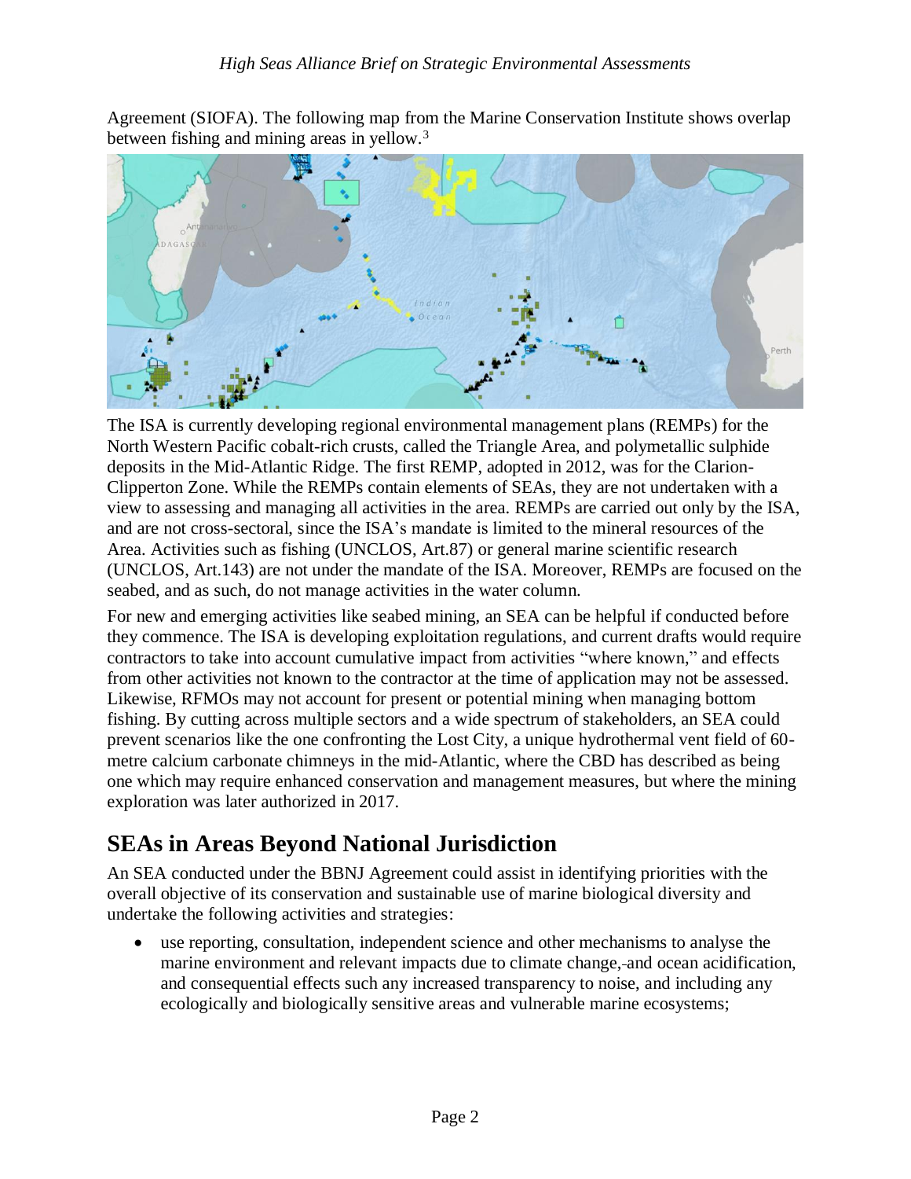Agreement (SIOFA). The following map from the Marine Conservation Institute shows overlap between fishing and mining areas in yellow.[3]

The ISA is currently developing regional environmental management plans (REMPs) for the North Western Pacific cobalt-rich crusts, called the Triangle Area, and polymetallic sulphide deposits in the Mid-Atlantic Ridge. The first REMP, adopted in 2012, was for the Clarion-Clipperton Zone. While the REMPs contain elements of SEAs, they are not undertaken with a view to assessing and managing all activities in the area. REMPs are carried out only by the ISA, and are not cross-sectoral, since the ISA's mandate is limited to the mineral resources of the Area. Activities such as fishing (UNCLOS, Art.87) or general marine scientific research (UNCLOS, Art.143) are not under the mandate of the ISA. Moreover, REMPs are focused on the seabed, and as such, do not manage activities in the water column.

For new and emerging activities like seabed mining, an SEA can be helpful if conducted before they commence. The ISA is developing exploitation regulations, and current drafts would require contractors to take into account cumulative impact from activities "where known," and effects from other activities not known to the contractor at the time of application may not be assessed. Likewise, RFMOs may not account for present or potential mining when managing bottom fishing. By cutting across multiple sectors and a wide spectrum of stakeholders, an SEA could prevent scenarios like the one confronting the Lost City, a unique hydrothermal vent field of 60-metre calcium carbonate chimneys in the mid-Atlantic, where the CBD has described as being one which may require enhanced conservation and management measures, but where the mining exploration was later authorized in 2017.

## SEAs in Areas Beyond National Jurisdiction

An SEA conducted under the BBNJ Agreement could assist in identifying priorities with the overall objective of its conservation and sustainable use of marine biological diversity and undertake the following activities and strategies:

- use reporting, consultation, independent science and other mechanisms to analyse the marine environment and relevant impacts due to climate change, and ocean acidification, and consequential effects such any increased transparency to noise, and including any ecologically and biologically sensitive areas and vulnerable marine ecosystems;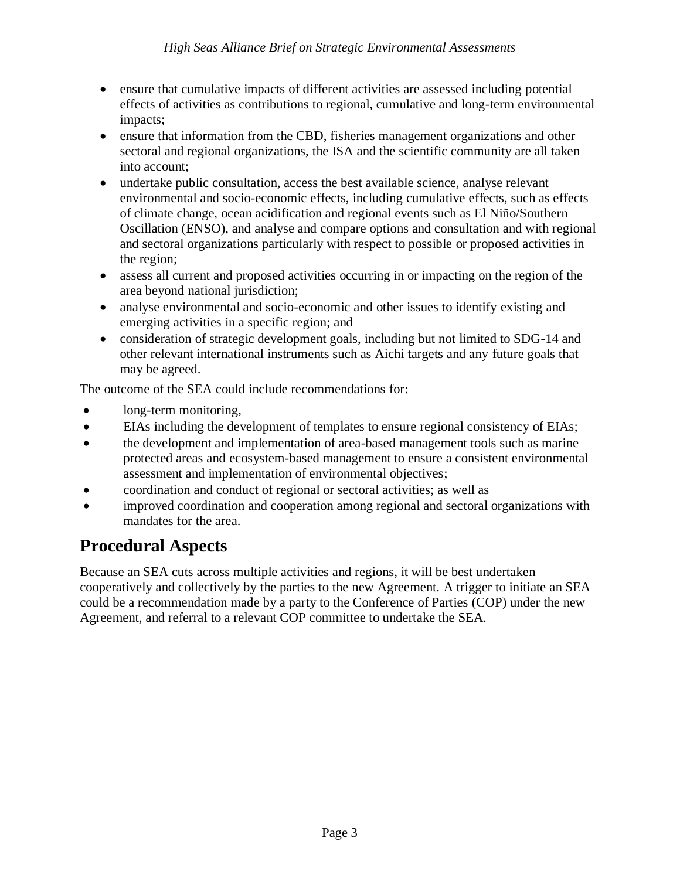- ensure that cumulative impacts of different activities are assessed including potential effects of activities as contributions to regional, cumulative and long-term environmental impacts;
- ensure that information from the CBD, fisheries management organizations and other sectoral and regional organizations, the ISA and the scientific community are all taken into account;
- undertake public consultation, access the best available science, analyse relevant environmental and socio-economic effects, including cumulative effects, such as effects of climate change, ocean acidification and regional events such as El Niño/Southern Oscillation (ENSO), and analyse and compare options and consultation and with regional and sectoral organizations particularly with respect to possible or proposed activities in the region;
- assess all current and proposed activities occurring in or impacting on the region of the area beyond national jurisdiction;
- analyse environmental and socio-economic and other issues to identify existing and emerging activities in a specific region; and
- consideration of strategic development goals, including but not limited to SDG-14 and other relevant international instruments such as Aichi targets and any future goals that may be agreed.

The outcome of the SEA could include recommendations for:

- long-term monitoring,
- EIAs including the development of templates to ensure regional consistency of EIAs;
- the development and implementation of area-based management tools such as marine protected areas and ecosystem-based management to ensure a consistent environmental assessment and implementation of environmental objectives;
- coordination and conduct of regional or sectoral activities; as well as
- improved coordination and cooperation among regional and sectoral organizations with mandates for the area.

## Procedural Aspects

Because an SEA cuts across multiple activities and regions, it will be best undertaken cooperatively and collectively by the parties to the new Agreement. A trigger to initiate an SEA could be a recommendation made by a party to the Conference of Parties (COP) under the new Agreement, and referral to a relevant COP committee to undertake the SEA.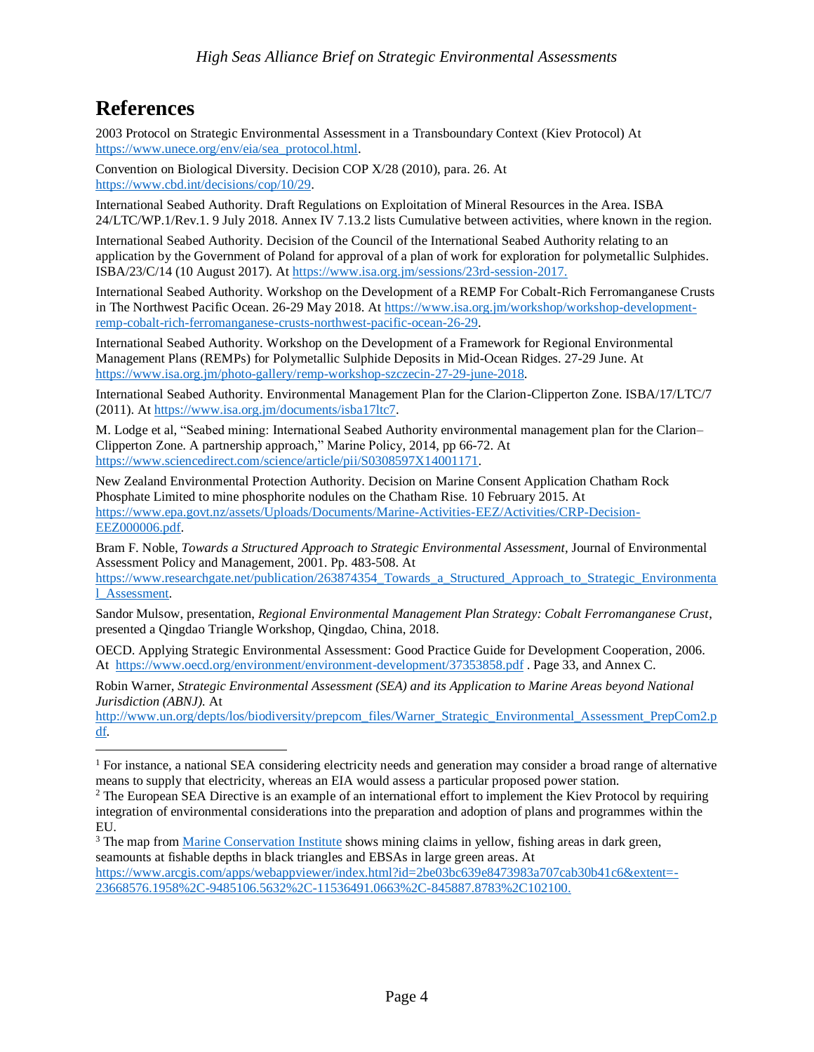# References

2003 Protocol on Strategic Environmental Assessment in a Transboundary Context (Kiev Protocol) At https://www.unece.org/env/eia/sea_protocol.html.

Convention on Biological Diversity. Decision COP X/28 (2010), para. 26. At https://www.cbd.int/decisions/cop/10/29.

International Seabed Authority. Draft Regulations on Exploitation of Mineral Resources in the Area. ISBA 24/LTC/WP.1/Rev.1. 9 July 2018. Annex IV 7.13.2 lists Cumulative between activities, where known in the region.

International Seabed Authority. Decision of the Council of the International Seabed Authority relating to an application by the Government of Poland for approval of a plan of work for exploration for polymetallic Sulphides. ISBA/23/C/14 (10 August 2017). At https://www.isa.org.jm/sessions/23rd-session-2017.

International Seabed Authority. Workshop on the Development of a REMP For Cobalt-Rich Ferromanganese Crusts in The Northwest Pacific Ocean. 26-29 May 2018. At https://www.isa.org.jm/workshop/workshop-development-remp-cobalt-rich-ferromanganese-crusts-northwest-pacific-ocean-26-29.

International Seabed Authority. Workshop on the Development of a Framework for Regional Environmental Management Plans (REMPs) for Polymetallic Sulphide Deposits in Mid-Ocean Ridges. 27-29 June. At https://www.isa.org.jm/photo-gallery/remp-workshop-szczecin-27-29-june-2018.

International Seabed Authority. Environmental Management Plan for the Clarion-Clipperton Zone. ISBA/17/LTC/7 (2011). At https://www.isa.org.jm/documents/isba17ltc7.

M. Lodge et al, "Seabed mining: International Seabed Authority environmental management plan for the Clarion–Clipperton Zone. A partnership approach," Marine Policy, 2014, pp 66-72. At https://www.sciencedirect.com/science/article/pii/S0308597X14001171.

New Zealand Environmental Protection Authority. Decision on Marine Consent Application Chatham Rock Phosphate Limited to mine phosphorite nodules on the Chatham Rise. 10 February 2015. At https://www.epa.govt.nz/assets/Uploads/Documents/Marine-Activities-EEZ/Activities/CRP-Decision-EEZ000006.pdf.

Bram F. Noble, *Towards a Structured Approach to Strategic Environmental Assessment*, Journal of Environmental Assessment Policy and Management, 2001. Pp. 483-508. At https://www.researchgate.net/publication/263874354_Towards_a_Structured_Approach_to_Strategic_Environmental_Assessment.

Sandor Mulsow, presentation, *Regional Environmental Management Plan Strategy: Cobalt Ferromanganese Crust*, presented a Qingdao Triangle Workshop, Qingdao, China, 2018.

OECD. Applying Strategic Environmental Assessment: Good Practice Guide for Development Cooperation, 2006. At https://www.oecd.org/environment/environment-development/37353858.pdf . Page 33, and Annex C.

Robin Warner, *Strategic Environmental Assessment (SEA) and its Application to Marine Areas beyond National Jurisdiction (ABNJ).* At http://www.un.org/depts/los/biodiversity/prepcom_files/Warner_Strategic_Environmental_Assessment_PrepCom2.pdf.

---

[1] For instance, a national SEA considering electricity needs and generation may consider a broad range of alternative means to supply that electricity, whereas an EIA would assess a particular proposed power station.

[2] The European SEA Directive is an example of an international effort to implement the Kiev Protocol by requiring integration of environmental considerations into the preparation and adoption of plans and programmes within the EU.

[3] The map from Marine Conservation Institute shows mining claims in yellow, fishing areas in dark green, seamounts at fishable depths in black triangles and EBSAs in large green areas. At https://www.arcgis.com/apps/webappviewer/index.html?id=2be03bc639e8473983a707cab30b41c6&extent=-23668576.1958%2C-9485106.5632%2C-11536491.0663%2C-845887.8783%2C102100.